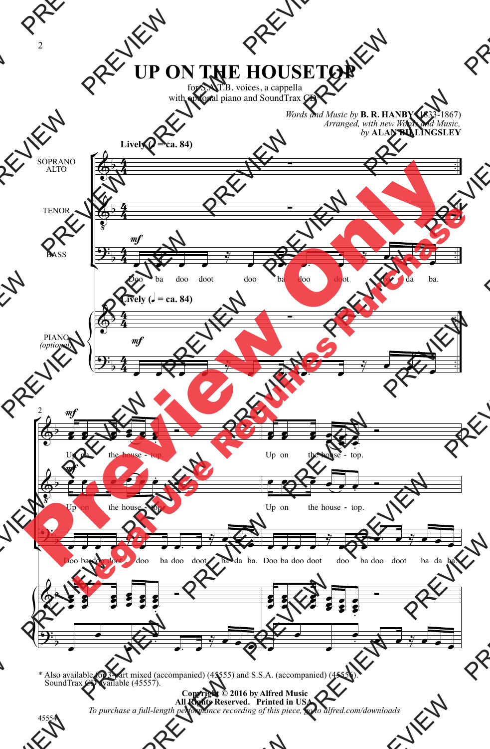# UP ON THE HOUSETOP

for S.A.T.B. voices, a cappella
with optional piano and SoundTrax CD*

*Words and Music by* **B. R. HANBY** (1833-1867)
*Arranged, with new Words and Music,*
*by* **ALAN BILLINGSLEY**

**Lively (♩ = ca. 84)**

SOPRANO ALTO

TENOR

BASS

*mf*

Doo ba doo doot doo ba doo doot ba da ba.

PIANO *(optional)*

Up on the house - top. Up on the house - top.

Up on the house - top. Up on the house - top.

Doo ba doo doot doo ba doo doot ba da ba. Doo ba doo doot doo ba doo doot ba da ba.

\* Also available for 3-part mixed (accompanied) (45555) and S.S.A. (accompanied) (45556).
SoundTrax CD available (45557).

**Copyright © 2016 by Alfred Music**
**All Rights Reserved. Printed in USA.**
*To purchase a full-length performance recording of this piece, go to alfred.com/downloads*

45554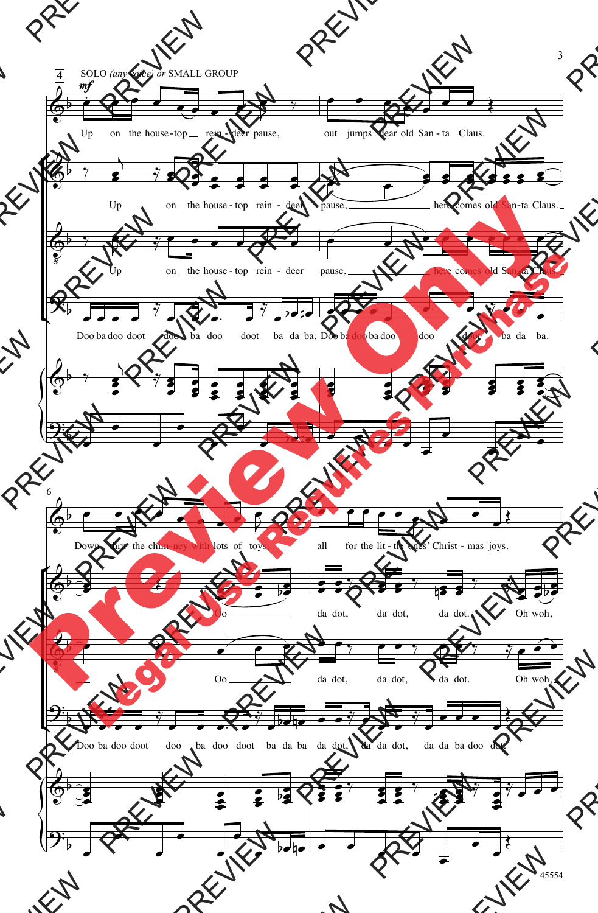SOLO *(any voice) or* SMALL GROUP

Up on the house-top rein-deer pause, out jumps dear old San-ta Claus.

Up on the house-top rein-deer pause, here comes old San-ta Claus.

Up on the house-top rein-deer pause, here comes old San-ta Claus.

Doo ba doo doot doo ba doo doot ba da ba. Doo ba doo ba doo doo doo ba da ba.

Down thru the chim-ney with lots of toys, all for the lit-tle ones' Christ-mas joys.

Oo da dot, da dot, da dot. Oh woh,

Oo da dot, da dot, da dot. Oh woh,

Doo ba doo doot doo ba doo doot ba da ba da dot, da da dot, da da ba doo dot.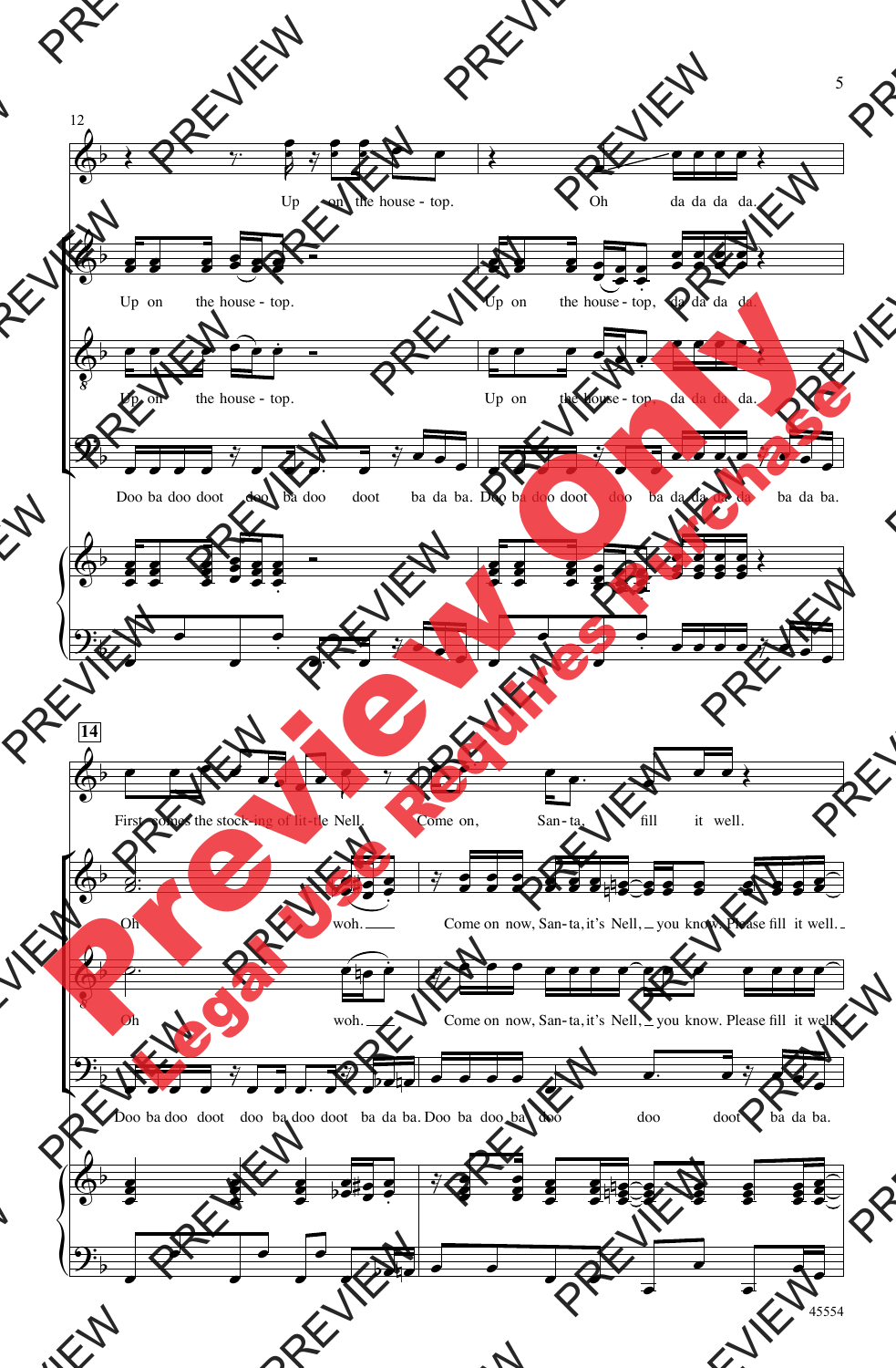12

Up on the house - top. Oh da da da da.

Up on the house - top. Up on the house - top, da da da da.

Up on the house - top. Up on the house - top, da da da da.

Doo ba doo doot doo ba doo doot ba da ba. Doo ba doo doot doo ba da da da da ba da ba.

14

First comes the stock - ing of lit - tle Nell. Come on, San - ta, fill it well.

Oh woh. Come on now, San - ta, it's Nell, you know. Please fill it well.

Oh woh. Come on now, San - ta, it's Nell, you know. Please fill it well.

Doo ba doo doot doo ba doo doot ba da ba. Doo ba doo ba doo doo doot ba da ba.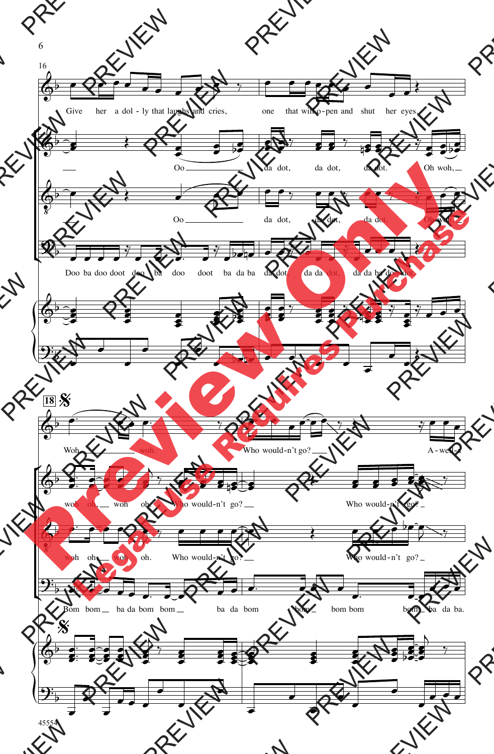16

Give her a dol - ly that laughs and cries, one that will o - pen and shut her eyes.

Oo da dot, da dot, da dot. Oh woh,

Oo da dot, da dot, da dot. Oh woh,

Doo ba doo doot doo ba doo doot ba da ba da dot, da da dot, da da ba doo dot.

18 𝄋

Woh woh. Who would-n't go? A - wed-d

woh oh, woh oh. Who would-n't go? Who would-n't go?

woh oh, woh oh. Who would-n't go? Who would-n't go?

Bom bom ba da bom bom ba da bom bom bom bom bom ba da ba.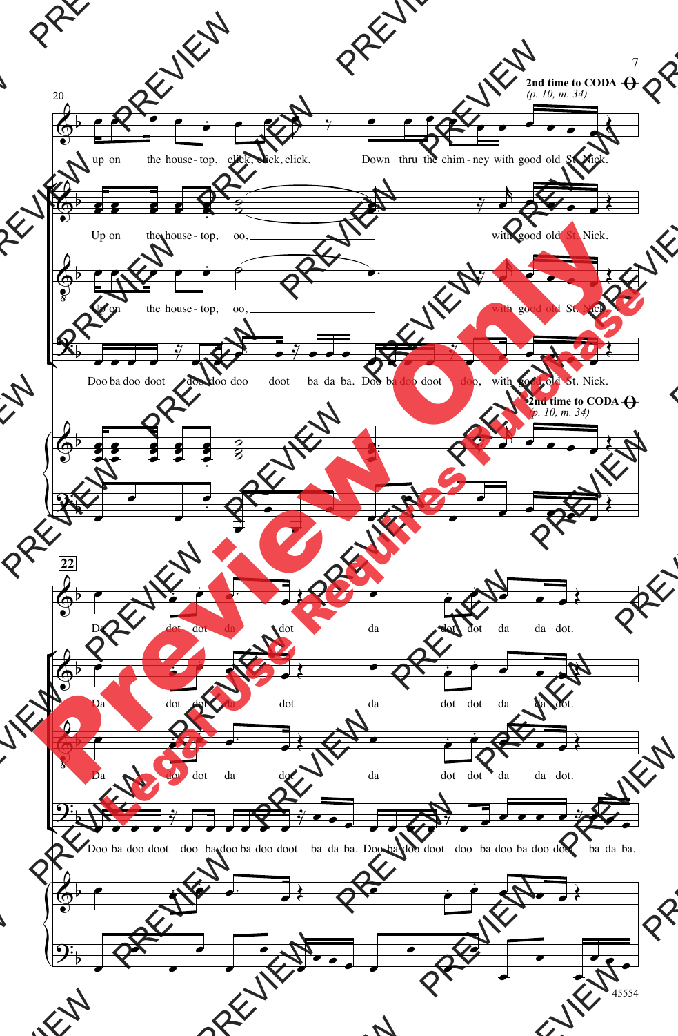**2nd time to CODA** *(p. 10, m. 34)*

up on the house-top, click, click, click. Down thru the chim-ney with good old St. Nick.

Up on the house-top, oo, with good old St. Nick.

Up on the house-top, oo, with good old St. Nick.

Doo ba doo doot doo doo doo doot ba da ba. Doo ba doo doot doo, with good old St. Nick.

**2nd time to CODA** *(p. 10, m. 34)*

Da dot dot da dot da dot dot da da dot.

Da dot dot da dot da dot dot da da dot.

Da dot dot da dot da dot dot da da dot.

Doo ba doo doot doo ba doo ba doo doot ba da ba. Doo ba doo doot doo ba doo ba doo doot ba da ba.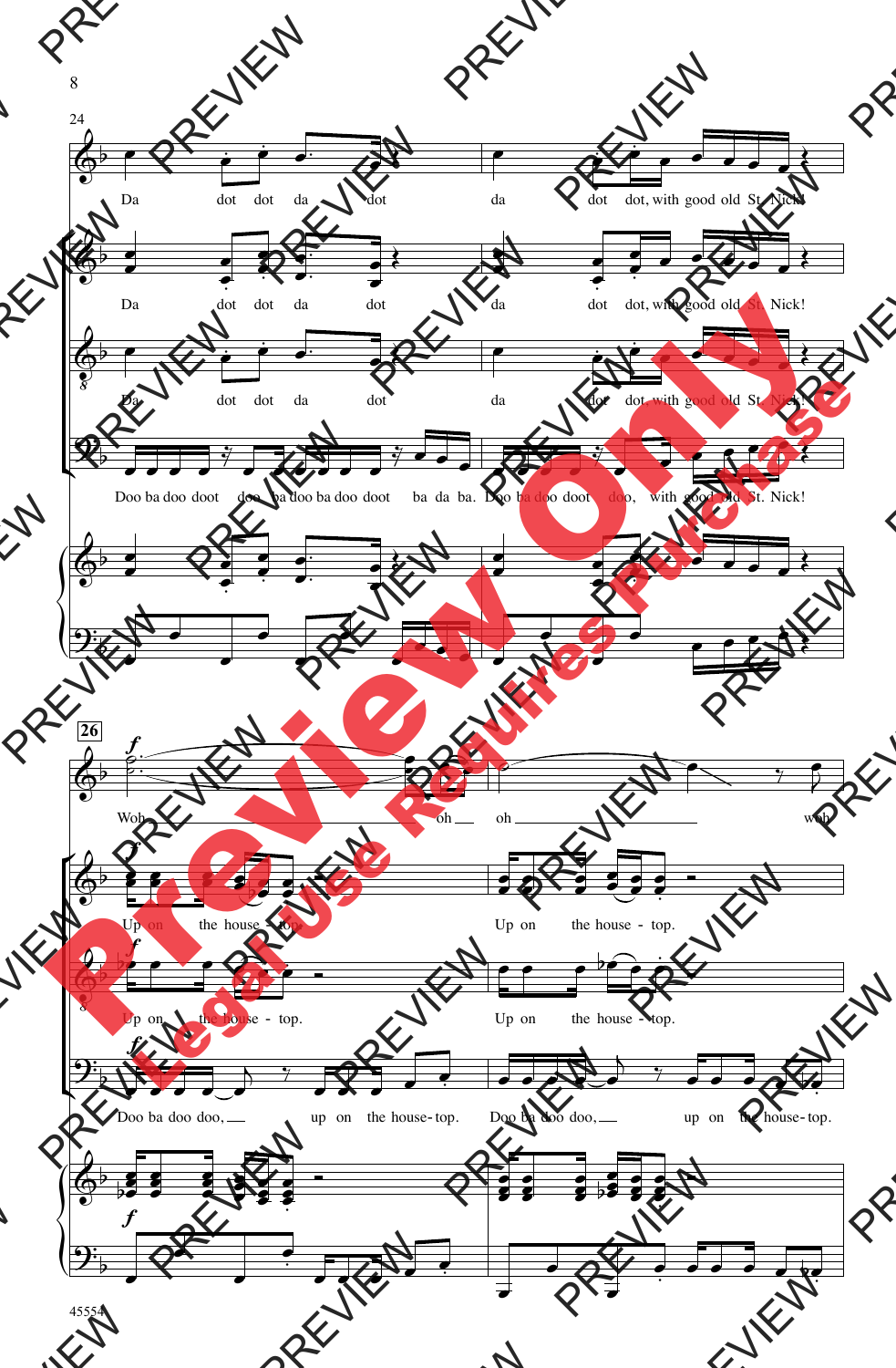24

Da dot dot da dot da dot dot, with good old St. Nick!

Da dot dot da dot da dot dot, with good old St. Nick!

Da dot dot da dot da dot dot, with good old St. Nick!

Doo ba doo doot doo ba doo ba doo doot ba da ba. Doo ba doo doot doo, with good old St. Nick!

26

*f*

Woh oh oh woh

*f*

Up on the house - top. Up on the house - top.

*f*

Up on the house - top. Up on the house - top.

*f*

Doo ba doo doo, up on the house-top. Doo ba doo doo, up on the house-top.

*f*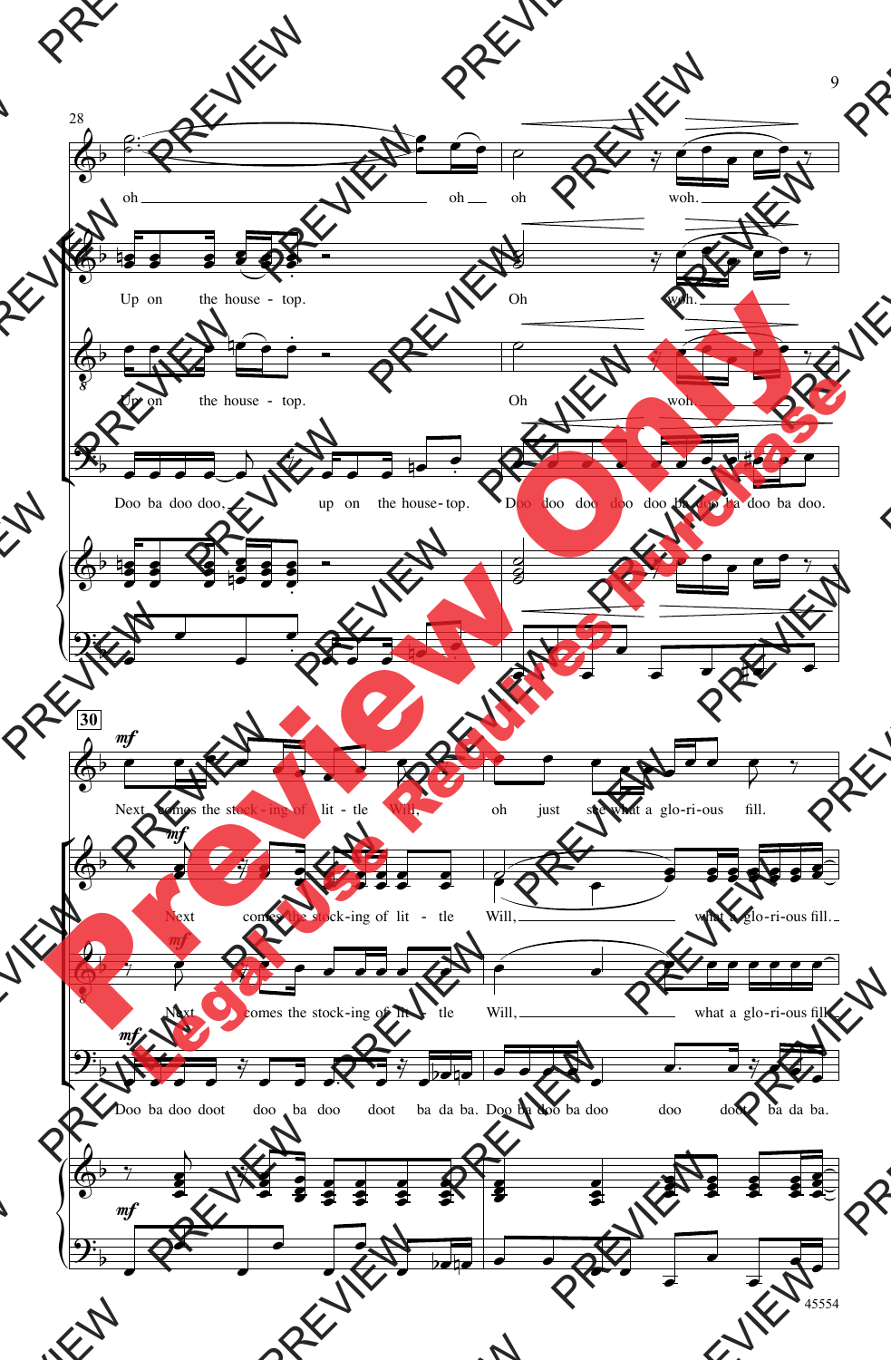28

oh oh oh woh.

Up on the house - top. Oh woh.

Up on the house - top. Oh woh.

Doo ba doo doo, up on the house - top. Doo doo doo doo doo ba doo ba doo ba doo.

**30**

*mf*

Next comes the stock - ing of lit - tle Will, oh just see what a glo - ri - ous fill.

Next comes the stock - ing of lit - tle Will, what a glo - ri - ous fill.

Next comes the stock - ing of lit - tle Will, what a glo - ri - ous fill.

Doo ba doo doot doo ba doo doot ba da ba. Doo ba doo ba doo doo doot ba da ba.

45554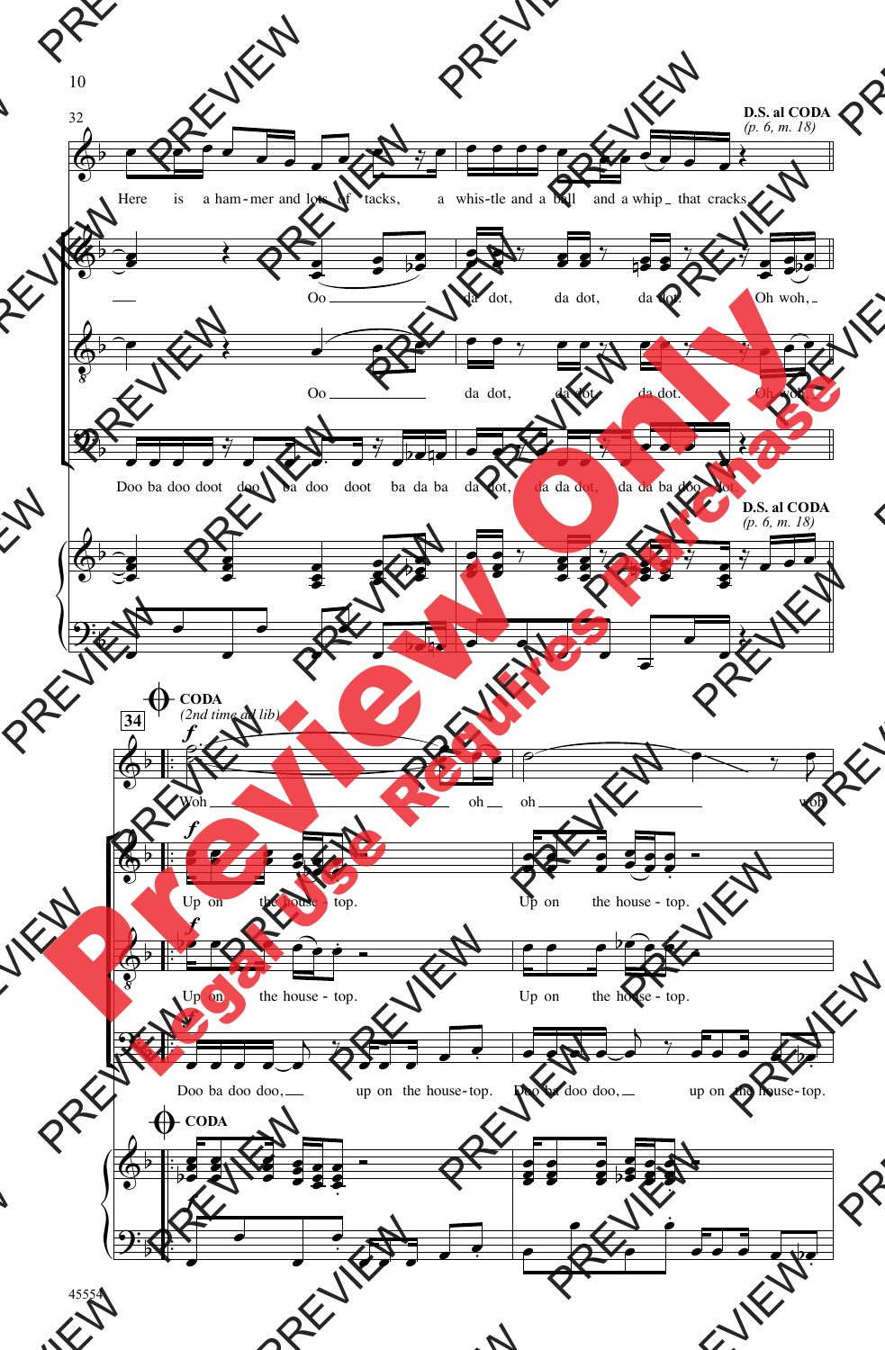32

Here is a ham-mer and lots of tacks, a whis-tle and a ball and a whip that cracks.

Oo da dot, da dot, da dot. Oh woh,

Oo da dot, da dot, da dot. Oh woh,

Doo ba doo doot doo ba doo doot ba da ba da dot, da da dot, da da ba doo dot.

**D.S. al CODA**
*(p. 6, m. 18)*

**CODA**
*(2nd time ad lib)*

34

*f*

Woh oh oh woh

Up on the house-top. Up on the house-top.

Up on the house-top. Up on the house-top.

Doo ba doo doo, up on the house-top. Doo ba doo doo, up on the house-top.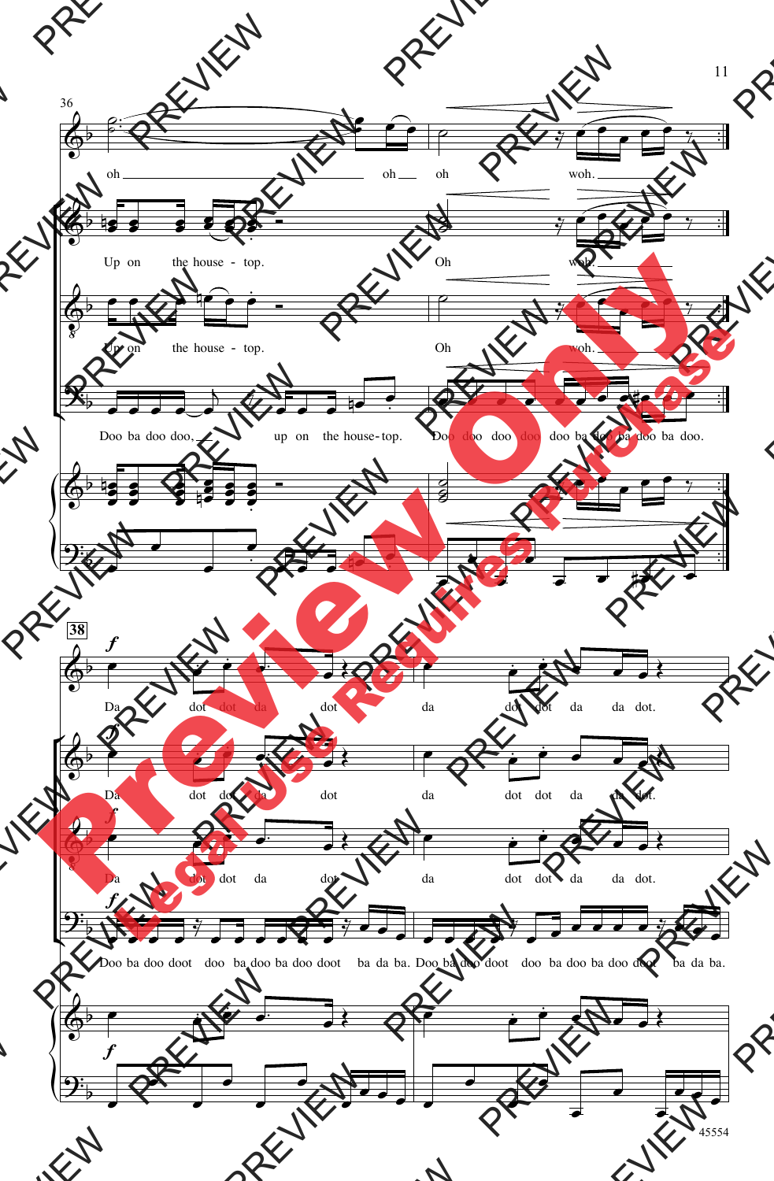36

oh oh oh woh.

Up on the house - top. Oh woh.

Up on the house - top. Oh woh.

Doo ba doo doo, up on the house-top. Doo doo doo doo doo ba doo ba doo ba doo.

38

*f*

Da dot dot da dot da dot dot da da dot.

Da dot dot da dot da dot dot da da dot.

Da dot dot da dot da dot dot da da dot.

Doo ba doo doot doo ba doo ba doo doot ba da ba. Doo ba doo doot doo ba doo ba doo doot ba da ba.